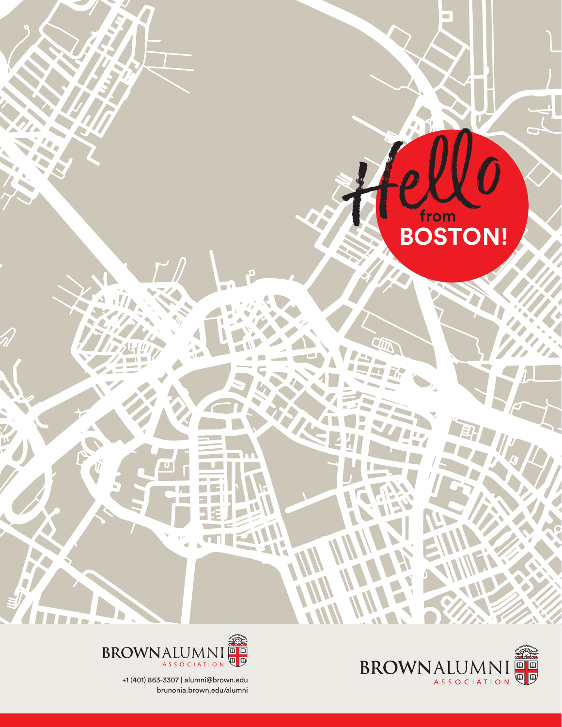# Hello from BOSTON!

BROWN ALUMNI ASSOCIATION

+1 (401) 863-3307 | alumni@brown.edu
brunonia.brown.edu/alumni

BROWN ALUMNI ASSOCIATION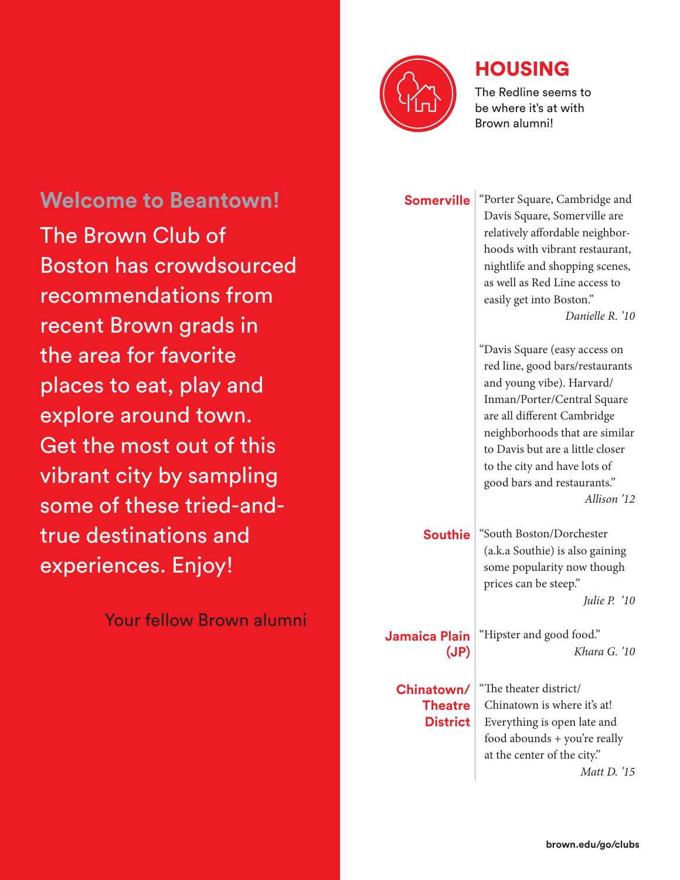## Welcome to Beantown!

The Brown Club of Boston has crowdsourced recommendations from recent Brown grads in the area for favorite places to eat, play and explore around town. Get the most out of this vibrant city by sampling some of these tried-and-true destinations and experiences. Enjoy!

Your fellow Brown alumni

# HOUSING

The Redline seems to be where it's at with Brown alumni!

**Somerville**

"Porter Square, Cambridge and Davis Square, Somerville are relatively affordable neighborhoods with vibrant restaurant, nightlife and shopping scenes, as well as Red Line access to easily get into Boston."

*Danielle R. '10*

"Davis Square (easy access on red line, good bars/restaurants and young vibe). Harvard/Inman/Porter/Central Square are all different Cambridge neighborhoods that are similar to Davis but are a little closer to the city and have lots of good bars and restaurants."

*Allison '12*

**Southie**

"South Boston/Dorchester (a.k.a Southie) is also gaining some popularity now though prices can be steep."

*Julie P. '10*

**Jamaica Plain (JP)**

"Hipster and good food."

*Khara G. '10*

**Chinatown/ Theatre District**

"The theater district/ Chinatown is where it's at! Everything is open late and food abounds + you're really at the center of the city."

*Matt D. '15*

brown.edu/go/clubs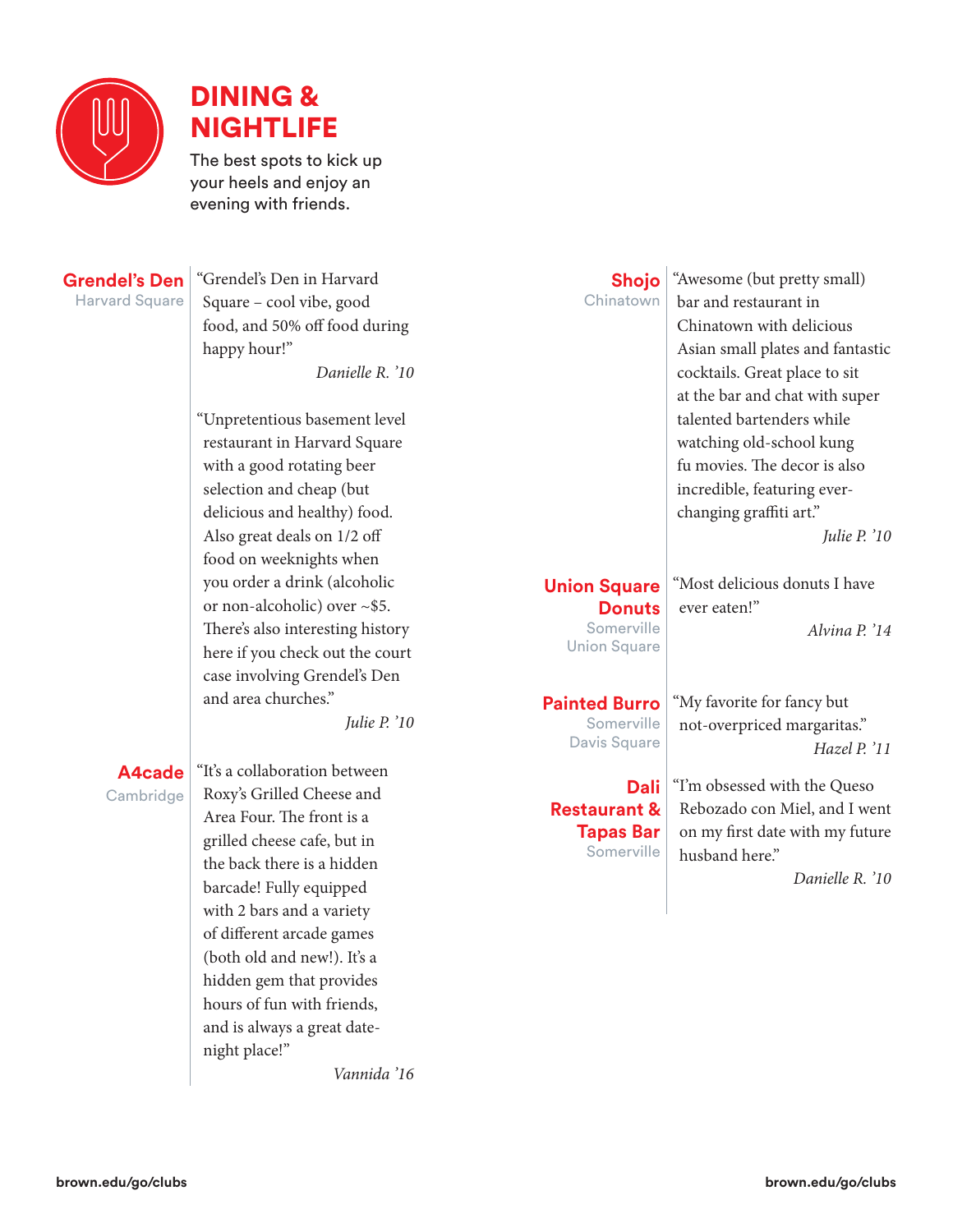# DINING & NIGHTLIFE

The best spots to kick up your heels and enjoy an evening with friends.

**Grendel's Den**
Harvard Square

"Grendel's Den in Harvard Square – cool vibe, good food, and 50% off food during happy hour!"

*Danielle R. '10*

"Unpretentious basement level restaurant in Harvard Square with a good rotating beer selection and cheap (but delicious and healthy) food. Also great deals on 1/2 off food on weeknights when you order a drink (alcoholic or non-alcoholic) over ~$5. There's also interesting history here if you check out the court case involving Grendel's Den and area churches."

*Julie P. '10*

**A4cade**
Cambridge

"It's a collaboration between Roxy's Grilled Cheese and Area Four. The front is a grilled cheese cafe, but in the back there is a hidden barcade! Fully equipped with 2 bars and a variety of different arcade games (both old and new!). It's a hidden gem that provides hours of fun with friends, and is always a great date-night place!"

*Vannida '16*

**Shojo**
Chinatown

"Awesome (but pretty small) bar and restaurant in Chinatown with delicious Asian small plates and fantastic cocktails. Great place to sit at the bar and chat with super talented bartenders while watching old-school kung fu movies. The decor is also incredible, featuring ever-changing graffiti art."

*Julie P. '10*

**Union Square Donuts**
Somerville
Union Square

"Most delicious donuts I have ever eaten!"

*Alvina P. '14*

**Painted Burro**
Somerville
Davis Square

"My favorite for fancy but not-overpriced margaritas."

*Hazel P. '11*

**Dali Restaurant & Tapas Bar**
Somerville

"I'm obsessed with the Queso Rebozado con Miel, and I went on my first date with my future husband here."

*Danielle R. '10*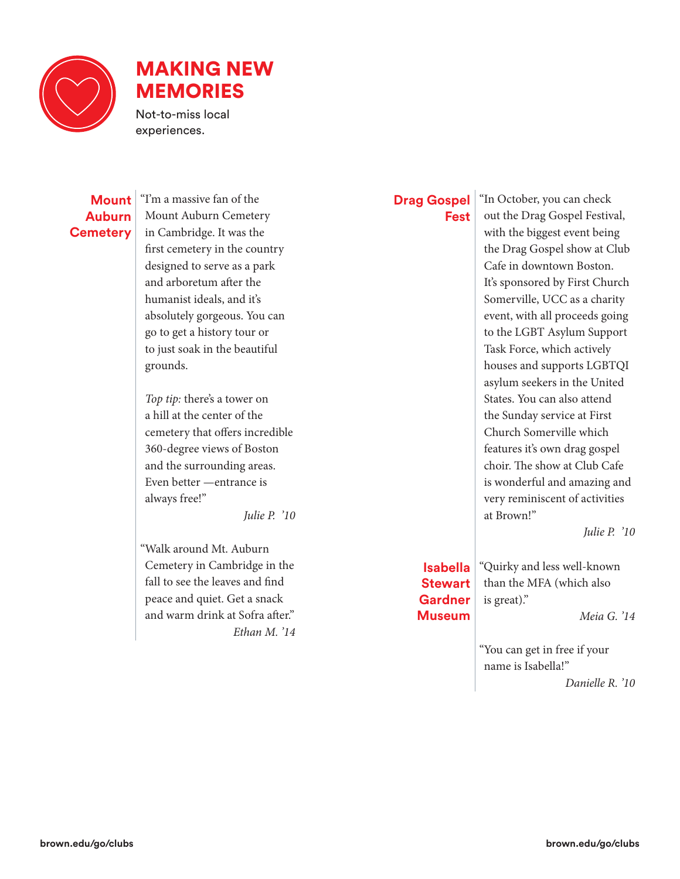# MAKING NEW MEMORIES

Not-to-miss local experiences.

### Mount Auburn Cemetery

"I'm a massive fan of the Mount Auburn Cemetery in Cambridge. It was the first cemetery in the country designed to serve as a park and arboretum after the humanist ideals, and it's absolutely gorgeous. You can go to get a history tour or to just soak in the beautiful grounds.

*Top tip:* there's a tower on a hill at the center of the cemetery that offers incredible 360-degree views of Boston and the surrounding areas. Even better —entrance is always free!"

*Julie P. '10*

"Walk around Mt. Auburn Cemetery in Cambridge in the fall to see the leaves and find peace and quiet. Get a snack and warm drink at Sofra after."

*Ethan M. '14*

### Drag Gospel Fest

"In October, you can check out the Drag Gospel Festival, with the biggest event being the Drag Gospel show at Club Cafe in downtown Boston. It's sponsored by First Church Somerville, UCC as a charity event, with all proceeds going to the LGBT Asylum Support Task Force, which actively houses and supports LGBTQI asylum seekers in the United States. You can also attend the Sunday service at First Church Somerville which features it's own drag gospel choir. The show at Club Cafe is wonderful and amazing and very reminiscent of activities at Brown!"

*Julie P. '10*

### Isabella Stewart Gardner Museum

"Quirky and less well-known than the MFA (which also is great)."

*Meia G. '14*

"You can get in free if your name is Isabella!"

*Danielle R. '10*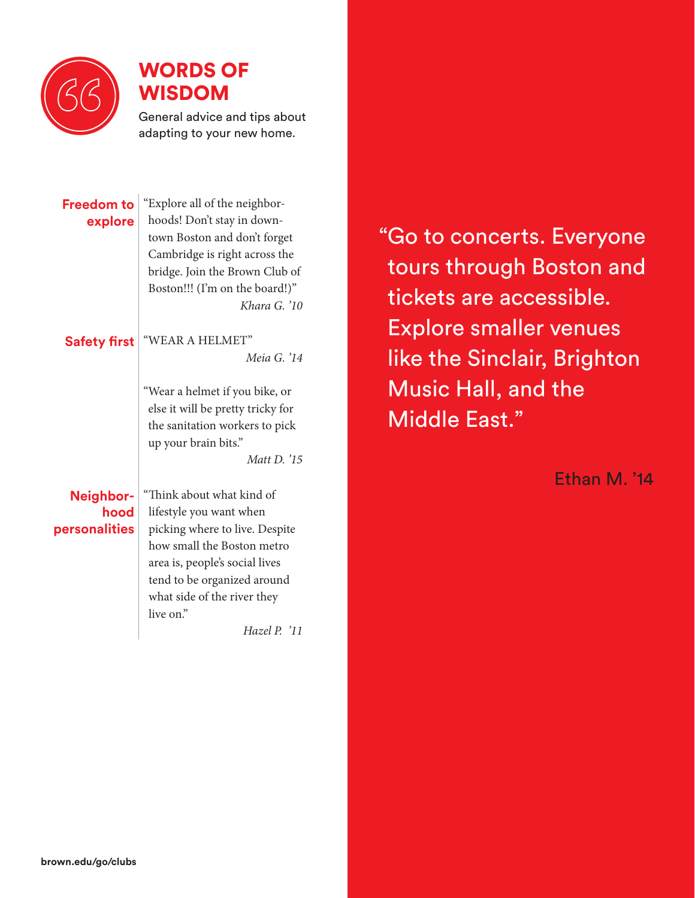## WORDS OF WISDOM

General advice and tips about adapting to your new home.

**Freedom to explore**

"Explore all of the neighborhoods! Don't stay in downtown Boston and don't forget Cambridge is right across the bridge. Join the Brown Club of Boston!!! (I'm on the board!)"

*Khara G. '10*

**Safety first**

"WEAR A HELMET"

*Meia G. '14*

"Wear a helmet if you bike, or else it will be pretty tricky for the sanitation workers to pick up your brain bits."

*Matt D. '15*

**Neighborhood personalities**

"Think about what kind of lifestyle you want when picking where to live. Despite how small the Boston metro area is, people's social lives tend to be organized around what side of the river they live on."

*Hazel P. '11*

"Go to concerts. Everyone tours through Boston and tickets are accessible. Explore smaller venues like the Sinclair, Brighton Music Hall, and the Middle East."

Ethan M. '14

brown.edu/go/clubs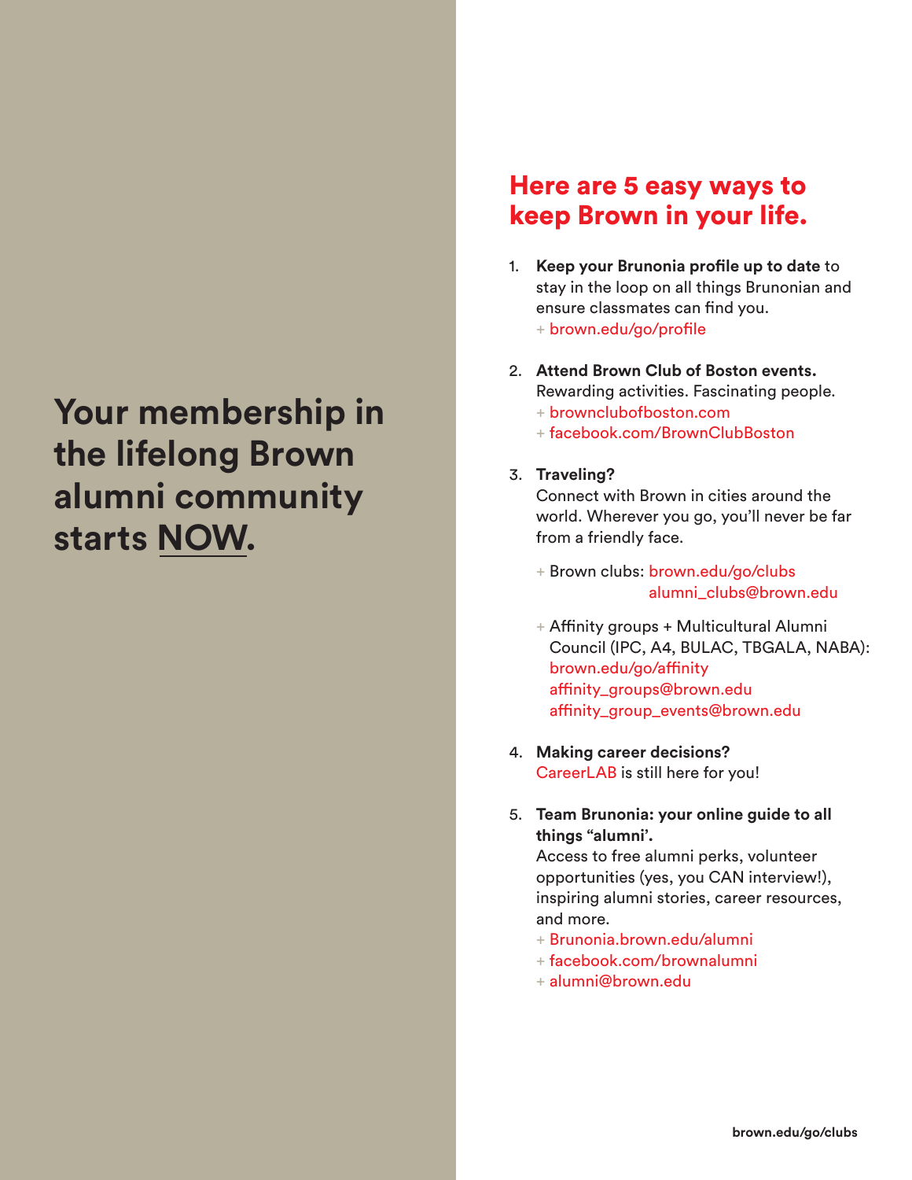# Your membership in the lifelong Brown alumni community starts NOW.

## Here are 5 easy ways to keep Brown in your life.

1. **Keep your Brunonia profile up to date** to stay in the loop on all things Brunonian and ensure classmates can find you.
   + brown.edu/go/profile

2. **Attend Brown Club of Boston events.** Rewarding activities. Fascinating people.
   + brownclubofboston.com
   + facebook.com/BrownClubBoston

3. **Traveling?**
   Connect with Brown in cities around the world. Wherever you go, you'll never be far from a friendly face.

   + Brown clubs: brown.edu/go/clubs
     alumni_clubs@brown.edu

   + Affinity groups + Multicultural Alumni Council (IPC, A4, BULAC, TBGALA, NABA):
     brown.edu/go/affinity
     affinity_groups@brown.edu
     affinity_group_events@brown.edu

4. **Making career decisions?**
   CareerLAB is still here for you!

5. **Team Brunonia: your online guide to all things "alumni'.**
   Access to free alumni perks, volunteer opportunities (yes, you CAN interview!), inspiring alumni stories, career resources, and more.
   + Brunonia.brown.edu/alumni
   + facebook.com/brownalumni
   + alumni@brown.edu

brown.edu/go/clubs